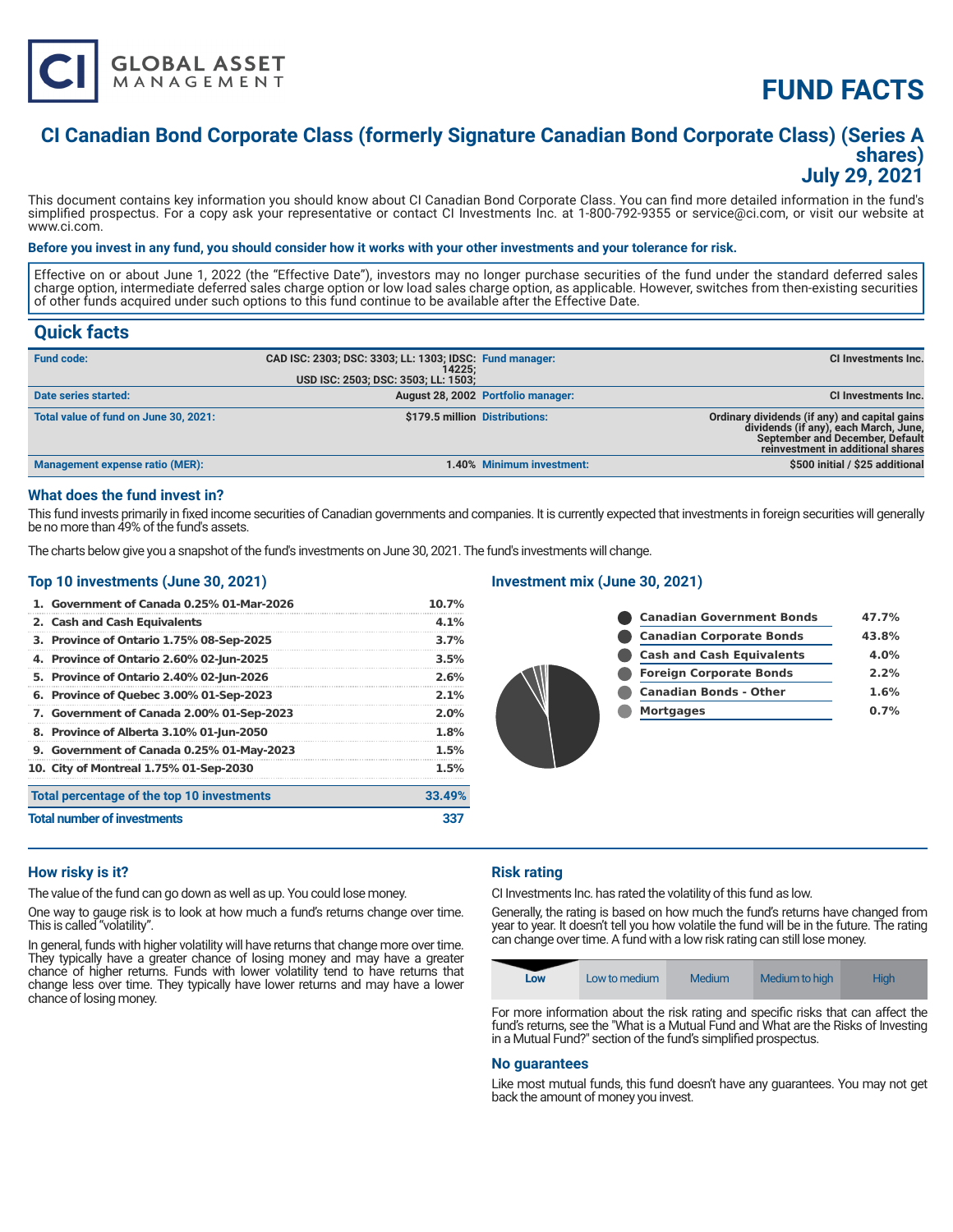CI GLOBAL ASSET MANAGEMENT

# FUND FACTS

## CI Canadian Bond Corporate Class (formerly Signature Canadian Bond Corporate Class) (Series A shares)
## July 29, 2021

This document contains key information you should know about CI Canadian Bond Corporate Class. You can find more detailed information in the fund's simplified prospectus. For a copy ask your representative or contact CI Investments Inc. at 1-800-792-9355 or service@ci.com, or visit our website at www.ci.com.

**Before you invest in any fund, you should consider how it works with your other investments and your tolerance for risk.**

Effective on or about June 1, 2022 (the "Effective Date"), investors may no longer purchase securities of the fund under the standard deferred sales charge option, intermediate deferred sales charge option or low load sales charge option, as applicable. However, switches from then-existing securities of other funds acquired under such options to this fund continue to be available after the Effective Date.

## Quick facts

| | | | |
|---|---|---|---|
| **Fund code:** | CAD ISC: 2303; DSC: 3303; LL: 1303; IDSC: 14225; USD ISC: 2503; DSC: 3503; LL: 1503; | **Fund manager:** | CI Investments Inc. |
| **Date series started:** | August 28, 2002 | **Portfolio manager:** | CI Investments Inc. |
| **Total value of fund on June 30, 2021:** | $179.5 million | **Distributions:** | Ordinary dividends (if any) and capital gains dividends (if any), each March, June, September and December, Default reinvestment in additional shares |
| **Management expense ratio (MER):** | 1.40% | **Minimum investment:** | $500 initial / $25 additional |

### What does the fund invest in?

This fund invests primarily in fixed income securities of Canadian governments and companies. It is currently expected that investments in foreign securities will generally be no more than 49% of the fund's assets.

The charts below give you a snapshot of the fund's investments on June 30, 2021. The fund's investments will change.

### Top 10 investments (June 30, 2021)

| | |
|---|---|
| 1. Government of Canada 0.25% 01-Mar-2026 | 10.7% |
| 2. Cash and Cash Equivalents | 4.1% |
| 3. Province of Ontario 1.75% 08-Sep-2025 | 3.7% |
| 4. Province of Ontario 2.60% 02-Jun-2025 | 3.5% |
| 5. Province of Ontario 2.40% 02-Jun-2026 | 2.6% |
| 6. Province of Quebec 3.00% 01-Sep-2023 | 2.1% |
| 7. Government of Canada 2.00% 01-Sep-2023 | 2.0% |
| 8. Province of Alberta 3.10% 01-Jun-2050 | 1.8% |
| 9. Government of Canada 0.25% 01-May-2023 | 1.5% |
| 10. City of Montreal 1.75% 01-Sep-2030 | 1.5% |
| **Total percentage of the top 10 investments** | **33.49%** |
| **Total number of investments** | **337** |

### Investment mix (June 30, 2021)

| | |
|---|---|
| Canadian Government Bonds | 47.7% |
| Canadian Corporate Bonds | 43.8% |
| Cash and Cash Equivalents | 4.0% |
| Foreign Corporate Bonds | 2.2% |
| Canadian Bonds - Other | 1.6% |
| Mortgages | 0.7% |

### How risky is it?

The value of the fund can go down as well as up. You could lose money.

One way to gauge risk is to look at how much a fund's returns change over time. This is called "volatility".

In general, funds with higher volatility will have returns that change more over time. They typically have a greater chance of losing money and may have a greater chance of higher returns. Funds with lower volatility tend to have returns that change less over time. They typically have lower returns and may have a lower chance of losing money.

### Risk rating

CI Investments Inc. has rated the volatility of this fund as low.

Generally, the rating is based on how much the fund's returns have changed from year to year. It doesn't tell you how volatile the fund will be in the future. The rating can change over time. A fund with a low risk rating can still lose money.

| **Low** | Low to medium | Medium | Medium to high | High |
|---|---|---|---|---|

For more information about the risk rating and specific risks that can affect the fund's returns, see the "What is a Mutual Fund and What are the Risks of Investing in a Mutual Fund?" section of the fund's simplified prospectus.

### No guarantees

Like most mutual funds, this fund doesn't have any guarantees. You may not get back the amount of money you invest.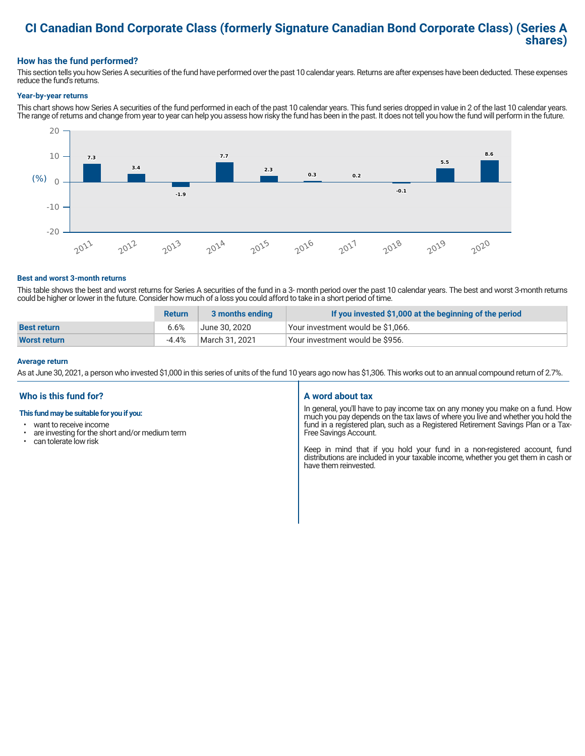# CI Canadian Bond Corporate Class (formerly Signature Canadian Bond Corporate Class) (Series A shares)

## How has the fund performed?

This section tells you how Series A securities of the fund have performed over the past 10 calendar years. Returns are after expenses have been deducted. These expenses reduce the fund's returns.

### Year-by-year returns

This chart shows how Series A securities of the fund performed in each of the past 10 calendar years. This fund series dropped in value in 2 of the last 10 calendar years. The range of returns and change from year to year can help you assess how risky the fund has been in the past. It does not tell you how the fund will perform in the future.

| Year | (%) |
|---|---|
| 2011 | 7.3 |
| 2012 | 3.4 |
| 2013 | -1.9 |
| 2014 | 7.7 |
| 2015 | 2.3 |
| 2016 | 0.3 |
| 2017 | 0.2 |
| 2018 | -0.1 |
| 2019 | 5.5 |
| 2020 | 8.6 |

### Best and worst 3-month returns

This table shows the best and worst returns for Series A securities of the fund in a 3- month period over the past 10 calendar years. The best and worst 3-month returns could be higher or lower in the future. Consider how much of a loss you could afford to take in a short period of time.

| | Return | 3 months ending | If you invested $1,000 at the beginning of the period |
|---|---|---|---|
| **Best return** | 6.6% | June 30, 2020 | Your investment would be $1,066. |
| **Worst return** | -4.4% | March 31, 2021 | Your investment would be $956. |

### Average return

As at June 30, 2021, a person who invested $1,000 in this series of units of the fund 10 years ago now has $1,306. This works out to an annual compound return of 2.7%.

## Who is this fund for?

**This fund may be suitable for you if you:**

- want to receive income
- are investing for the short and/or medium term
- can tolerate low risk

## A word about tax

In general, you'll have to pay income tax on any money you make on a fund. How much you pay depends on the tax laws of where you live and whether you hold the fund in a registered plan, such as a Registered Retirement Savings Plan or a Tax-Free Savings Account.

Keep in mind that if you hold your fund in a non-registered account, fund distributions are included in your taxable income, whether you get them in cash or have them reinvested.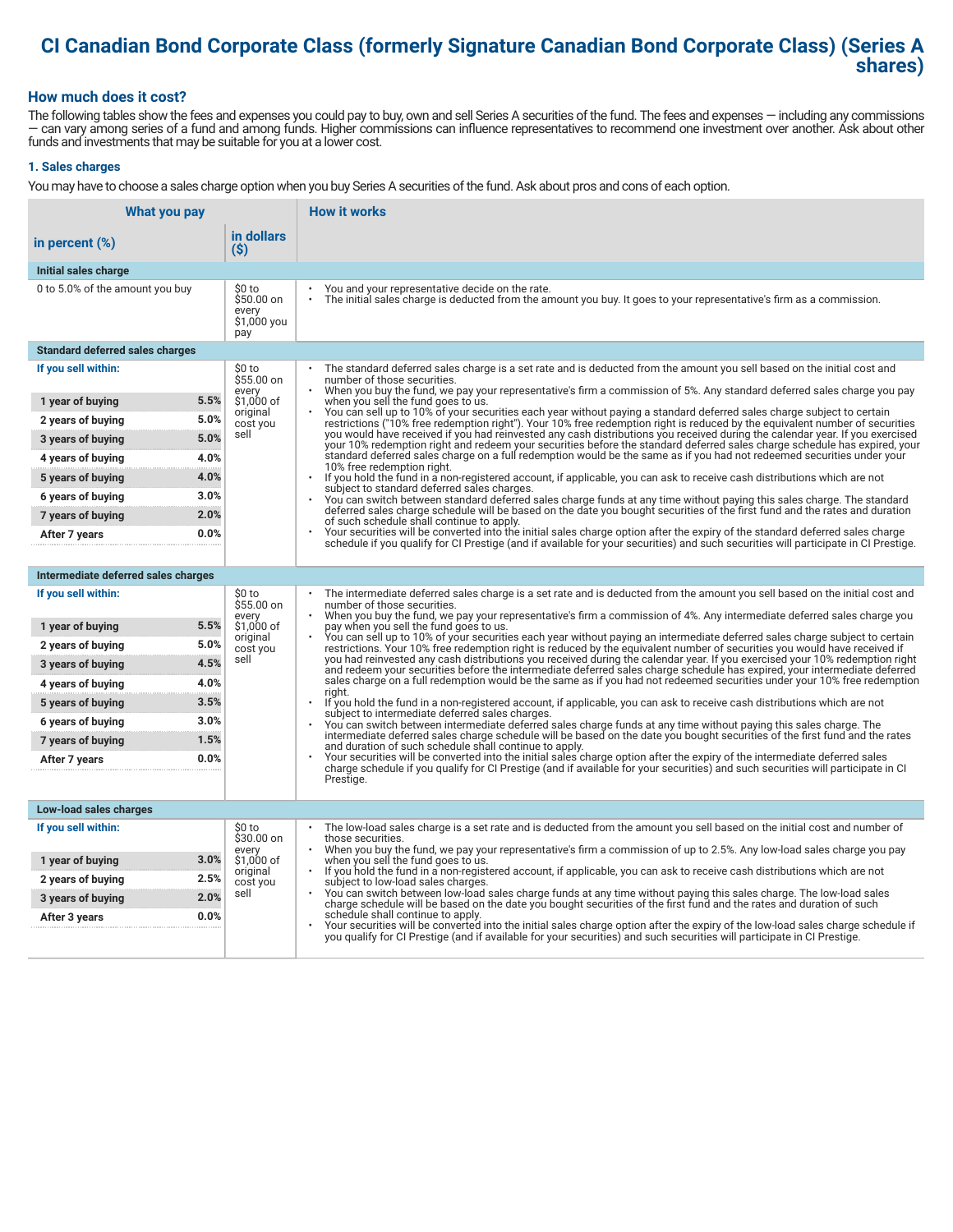# CI Canadian Bond Corporate Class (formerly Signature Canadian Bond Corporate Class) (Series A shares)

## How much does it cost?

The following tables show the fees and expenses you could pay to buy, own and sell Series A securities of the fund. The fees and expenses — including any commissions — can vary among series of a fund and among funds. Higher commissions can influence representatives to recommend one investment over another. Ask about other funds and investments that may be suitable for you at a lower cost.

### 1. Sales charges

You may have to choose a sales charge option when you buy Series A securities of the fund. Ask about pros and cons of each option.

| What you pay | | | How it works |
|---|---|---|---|
| **in percent (%)** | | **in dollars ($)** | |
| **Initial sales charge** | | | |
| 0 to 5.0% of the amount you buy | | $0 to $50.00 on every $1,000 you pay | • You and your representative decide on the rate.<br>• The initial sales charge is deducted from the amount you buy. It goes to your representative's firm as a commission. |
| **Standard deferred sales charges** | | | |
| **If you sell within:** | | $0 to $55.00 on every $1,000 of original cost you sell | • The standard deferred sales charge is a set rate and is deducted from the amount you sell based on the initial cost and number of those securities.<br>• When you buy the fund, we pay your representative's firm a commission of 5%. Any standard deferred sales charge you pay when you sell the fund goes to us.<br>• You can sell up to 10% of your securities each year without paying a standard deferred sales charge subject to certain restrictions ("10% free redemption right"). Your 10% free redemption right is reduced by the equivalent number of securities you would have received if you had reinvested any cash distributions you received during the calendar year. If you exercised your 10% redemption right and redeem your securities before the standard deferred sales charge schedule has expired, your standard deferred sales charge on a full redemption would be the same as if you had not redeemed securities under your 10% free redemption right.<br>• If you hold the fund in a non-registered account, if applicable, you can ask to receive cash distributions which are not subject to standard deferred sales charges.<br>• You can switch between standard deferred sales charge funds at any time without paying this sales charge. The standard deferred sales charge schedule will be based on the date you bought securities of the first fund and the rates and duration of such schedule shall continue to apply.<br>• Your securities will be converted into the initial sales charge option after the expiry of the standard deferred sales charge schedule if you qualify for CI Prestige (and if available for your securities) and such securities will participate in CI Prestige. |
| 1 year of buying | 5.5% | | |
| 2 years of buying | 5.0% | | |
| 3 years of buying | 5.0% | | |
| 4 years of buying | 4.0% | | |
| 5 years of buying | 4.0% | | |
| 6 years of buying | 3.0% | | |
| 7 years of buying | 2.0% | | |
| After 7 years | 0.0% | | |
| **Intermediate deferred sales charges** | | | |
| **If you sell within:** | | $0 to $55.00 on every $1,000 of original cost you sell | • The intermediate deferred sales charge is a set rate and is deducted from the amount you sell based on the initial cost and number of those securities.<br>• When you buy the fund, we pay your representative's firm a commission of 4%. Any intermediate deferred sales charge you pay when you sell the fund goes to us.<br>• You can sell up to 10% of your securities each year without paying an intermediate deferred sales charge subject to certain restrictions. Your 10% free redemption right is reduced by the equivalent number of securities you would have received if you had reinvested any cash distributions you received during the calendar year. If you exercised your 10% redemption right and redeem your securities before the intermediate deferred sales charge schedule has expired, your intermediate deferred sales charge on a full redemption would be the same as if you had not redeemed securities under your 10% free redemption right.<br>• If you hold the fund in a non-registered account, if applicable, you can ask to receive cash distributions which are not subject to intermediate deferred sales charges.<br>• You can switch between intermediate deferred sales charge funds at any time without paying this sales charge. The intermediate deferred sales charge schedule will be based on the date you bought securities of the first fund and the rates and duration of such schedule shall continue to apply.<br>• Your securities will be converted into the initial sales charge option after the expiry of the intermediate deferred sales charge schedule if you qualify for CI Prestige (and if available for your securities) and such securities will participate in CI Prestige. |
| 1 year of buying | 5.5% | | |
| 2 years of buying | 5.0% | | |
| 3 years of buying | 4.5% | | |
| 4 years of buying | 4.0% | | |
| 5 years of buying | 3.5% | | |
| 6 years of buying | 3.0% | | |
| 7 years of buying | 1.5% | | |
| After 7 years | 0.0% | | |
| **Low-load sales charges** | | | |
| **If you sell within:** | | $0 to $30.00 on every $1,000 of original cost you sell | • The low-load sales charge is a set rate and is deducted from the amount you sell based on the initial cost and number of those securities.<br>• When you buy the fund, we pay your representative's firm a commission of up to 2.5%. Any low-load sales charge you pay when you sell the fund goes to us.<br>• If you hold the fund in a non-registered account, if applicable, you can ask to receive cash distributions which are not subject to low-load sales charges.<br>• You can switch between low-load sales charge funds at any time without paying this sales charge. The low-load sales charge schedule will be based on the date you bought securities of the first fund and the rates and duration of such schedule shall continue to apply.<br>• Your securities will be converted into the initial sales charge option after the expiry of the low-load sales charge schedule if you qualify for CI Prestige (and if available for your securities) and such securities will participate in CI Prestige. |
| 1 year of buying | 3.0% | | |
| 2 years of buying | 2.5% | | |
| 3 years of buying | 2.0% | | |
| After 3 years | 0.0% | | |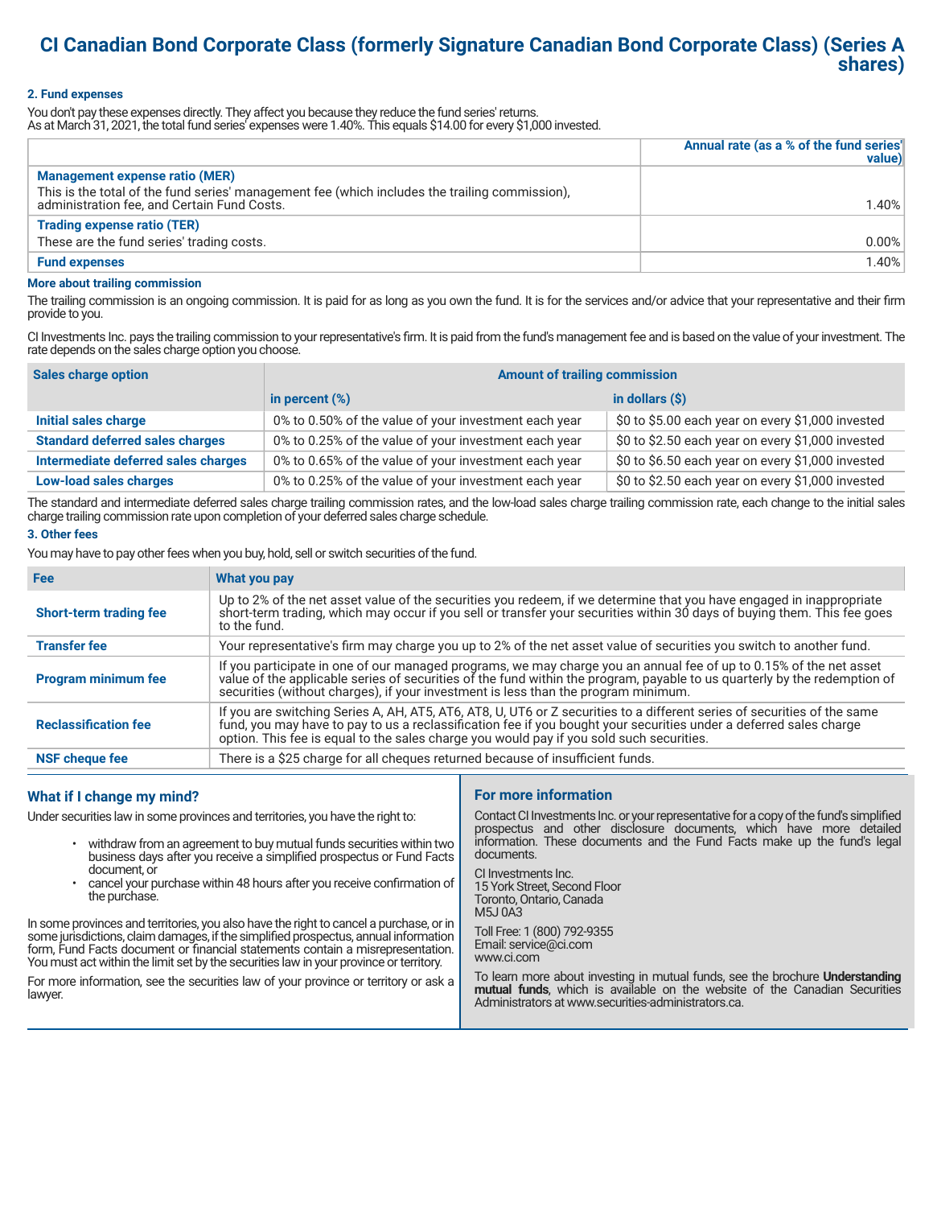# CI Canadian Bond Corporate Class (formerly Signature Canadian Bond Corporate Class) (Series A shares)

### 2. Fund expenses

You don't pay these expenses directly. They affect you because they reduce the fund series' returns.
As at March 31, 2021, the total fund series' expenses were 1.40%. This equals $14.00 for every $1,000 invested.

| | Annual rate (as a % of the fund series' value) |
|---|---|
| **Management expense ratio (MER)**<br>This is the total of the fund series' management fee (which includes the trailing commission), administration fee, and Certain Fund Costs. | 1.40% |
| **Trading expense ratio (TER)**<br>These are the fund series' trading costs. | 0.00% |
| **Fund expenses** | 1.40% |

#### More about trailing commission

The trailing commission is an ongoing commission. It is paid for as long as you own the fund. It is for the services and/or advice that your representative and their firm provide to you.

CI Investments Inc. pays the trailing commission to your representative's firm. It is paid from the fund's management fee and is based on the value of your investment. The rate depends on the sales charge option you choose.

| Sales charge option | Amount of trailing commission | |
|---|---|---|
| | in percent (%) | in dollars ($) |
| Initial sales charge | 0% to 0.50% of the value of your investment each year | $0 to $5.00 each year on every $1,000 invested |
| Standard deferred sales charges | 0% to 0.25% of the value of your investment each year | $0 to $2.50 each year on every $1,000 invested |
| Intermediate deferred sales charges | 0% to 0.65% of the value of your investment each year | $0 to $6.50 each year on every $1,000 invested |
| Low-load sales charges | 0% to 0.25% of the value of your investment each year | $0 to $2.50 each year on every $1,000 invested |

The standard and intermediate deferred sales charge trailing commission rates, and the low-load sales charge trailing commission rate, each change to the initial sales charge trailing commission rate upon completion of your deferred sales charge schedule.

### 3. Other fees

You may have to pay other fees when you buy, hold, sell or switch securities of the fund.

| Fee | What you pay |
|---|---|
| Short-term trading fee | Up to 2% of the net asset value of the securities you redeem, if we determine that you have engaged in inappropriate short-term trading, which may occur if you sell or transfer your securities within 30 days of buying them. This fee goes to the fund. |
| Transfer fee | Your representative's firm may charge you up to 2% of the net asset value of securities you switch to another fund. |
| Program minimum fee | If you participate in one of our managed programs, we may charge you an annual fee of up to 0.15% of the net asset value of the applicable series of securities of the fund within the program, payable to us quarterly by the redemption of securities (without charges), if your investment is less than the program minimum. |
| Reclassification fee | If you are switching Series A, AH, AT5, AT6, AT8, U, UT6 or Z securities to a different series of securities of the same fund, you may have to pay to us a reclassification fee if you bought your securities under a deferred sales charge option. This fee is equal to the sales charge you would pay if you sold such securities. |
| NSF cheque fee | There is a $25 charge for all cheques returned because of insufficient funds. |

## What if I change my mind?

Under securities law in some provinces and territories, you have the right to:

- withdraw from an agreement to buy mutual funds securities within two business days after you receive a simplified prospectus or Fund Facts document, or
- cancel your purchase within 48 hours after you receive confirmation of the purchase.

In some provinces and territories, you also have the right to cancel a purchase, or in some jurisdictions, claim damages, if the simplified prospectus, annual information form, Fund Facts document or financial statements contain a misrepresentation. You must act within the limit set by the securities law in your province or territory.

For more information, see the securities law of your province or territory or ask a lawyer.

## For more information

Contact CI Investments Inc. or your representative for a copy of the fund's simplified prospectus and other disclosure documents, which have more detailed information. These documents and the Fund Facts make up the fund's legal documents.

CI Investments Inc.
15 York Street, Second Floor
Toronto, Ontario, Canada
M5J 0A3

Toll Free: 1 (800) 792-9355
Email: service@ci.com
www.ci.com

To learn more about investing in mutual funds, see the brochure **Understanding mutual funds**, which is available on the website of the Canadian Securities Administrators at www.securities-administrators.ca.